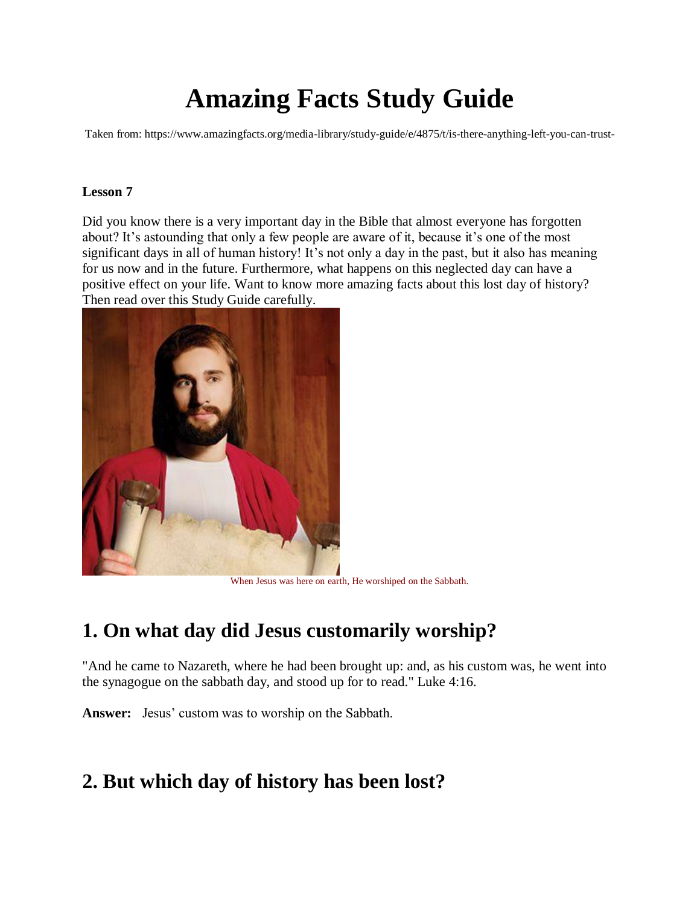# Amazing Facts Study Guide

Taken from: https://www.amazingfacts.org/media-library/study-guide/e/4875/t/is-there-anything-left-you-can-trust-

**Lesson 7**

Did you know there is a very important day in the Bible that almost everyone has forgotten about? It's astounding that only a few people are aware of it, because it's one of the most significant days in all of human history! It's not only a day in the past, but it also has meaning for us now and in the future. Furthermore, what happens on this neglected day can have a positive effect on your life. Want to know more amazing facts about this lost day of history? Then read over this Study Guide carefully.

When Jesus was here on earth, He worshiped on the Sabbath.

## 1. On what day did Jesus customarily worship?

"And he came to Nazareth, where he had been brought up: and, as his custom was, he went into the synagogue on the sabbath day, and stood up for to read." Luke 4:16.

**Answer:** Jesus' custom was to worship on the Sabbath.

## 2. But which day of history has been lost?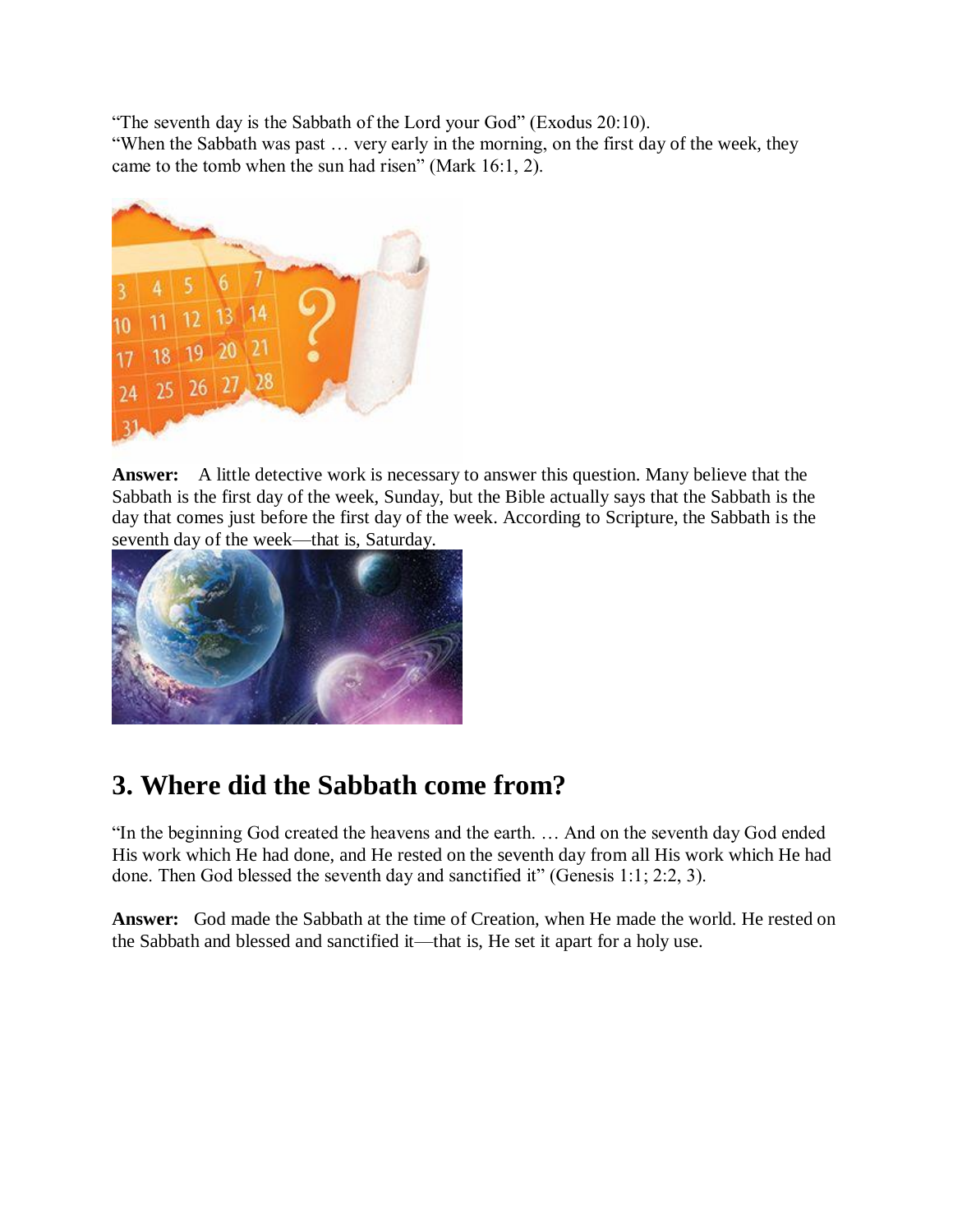"The seventh day is the Sabbath of the Lord your God" (Exodus 20:10).
"When the Sabbath was past … very early in the morning, on the first day of the week, they came to the tomb when the sun had risen" (Mark 16:1, 2).

**Answer:** A little detective work is necessary to answer this question. Many believe that the Sabbath is the first day of the week, Sunday, but the Bible actually says that the Sabbath is the day that comes just before the first day of the week. According to Scripture, the Sabbath is the seventh day of the week—that is, Saturday.

## 3. Where did the Sabbath come from?

"In the beginning God created the heavens and the earth. … And on the seventh day God ended His work which He had done, and He rested on the seventh day from all His work which He had done. Then God blessed the seventh day and sanctified it" (Genesis 1:1; 2:2, 3).

**Answer:** God made the Sabbath at the time of Creation, when He made the world. He rested on the Sabbath and blessed and sanctified it—that is, He set it apart for a holy use.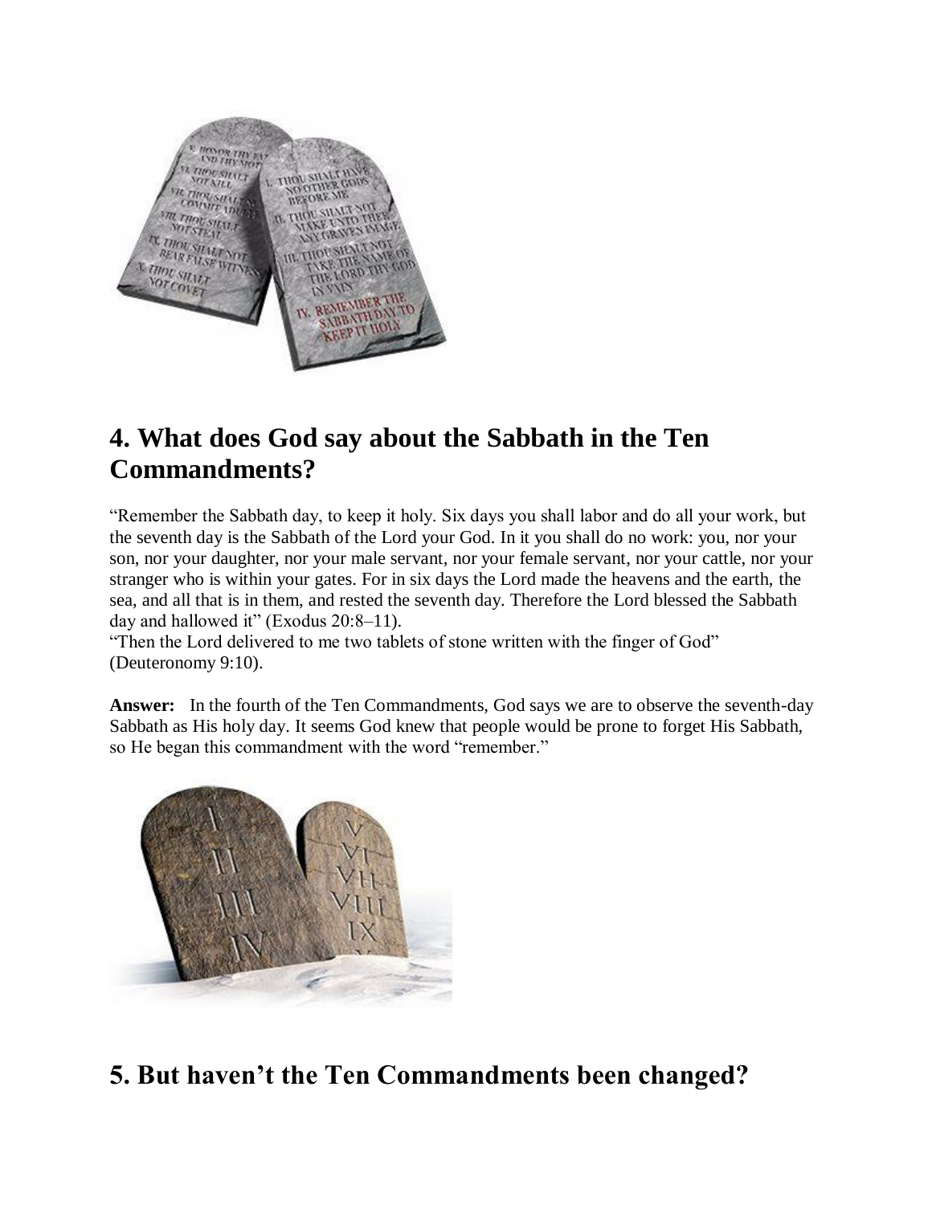## 4. What does God say about the Sabbath in the Ten Commandments?

"Remember the Sabbath day, to keep it holy. Six days you shall labor and do all your work, but the seventh day is the Sabbath of the Lord your God. In it you shall do no work: you, nor your son, nor your daughter, nor your male servant, nor your female servant, nor your cattle, nor your stranger who is within your gates. For in six days the Lord made the heavens and the earth, the sea, and all that is in them, and rested the seventh day. Therefore the Lord blessed the Sabbath day and hallowed it" (Exodus 20:8–11).

"Then the Lord delivered to me two tablets of stone written with the finger of God" (Deuteronomy 9:10).

**Answer:** In the fourth of the Ten Commandments, God says we are to observe the seventh-day Sabbath as His holy day. It seems God knew that people would be prone to forget His Sabbath, so He began this commandment with the word "remember."

## 5. But haven't the Ten Commandments been changed?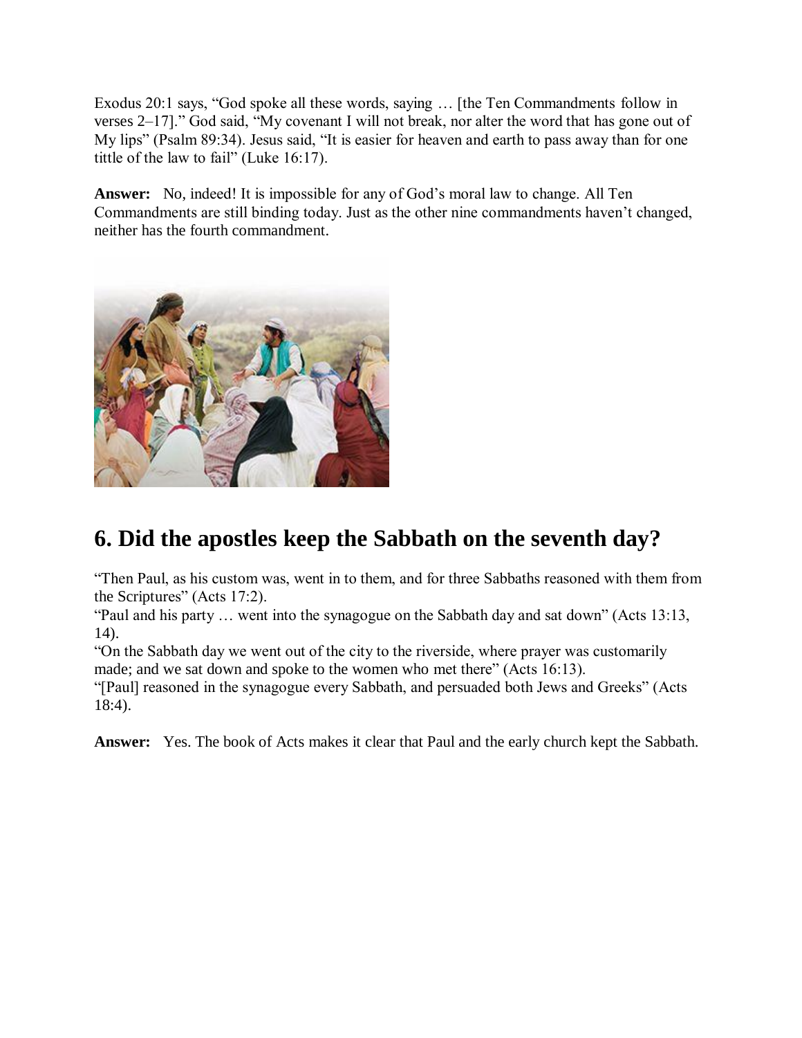Exodus 20:1 says, “God spoke all these words, saying … [the Ten Commandments follow in verses 2–17].” God said, “My covenant I will not break, nor alter the word that has gone out of My lips” (Psalm 89:34). Jesus said, “It is easier for heaven and earth to pass away than for one tittle of the law to fail” (Luke 16:17).

**Answer:** No, indeed! It is impossible for any of God’s moral law to change. All Ten Commandments are still binding today. Just as the other nine commandments haven’t changed, neither has the fourth commandment.

## 6. Did the apostles keep the Sabbath on the seventh day?

“Then Paul, as his custom was, went in to them, and for three Sabbaths reasoned with them from the Scriptures” (Acts 17:2).
“Paul and his party … went into the synagogue on the Sabbath day and sat down” (Acts 13:13, 14).
“On the Sabbath day we went out of the city to the riverside, where prayer was customarily made; and we sat down and spoke to the women who met there” (Acts 16:13).
“[Paul] reasoned in the synagogue every Sabbath, and persuaded both Jews and Greeks” (Acts 18:4).

**Answer:** Yes. The book of Acts makes it clear that Paul and the early church kept the Sabbath.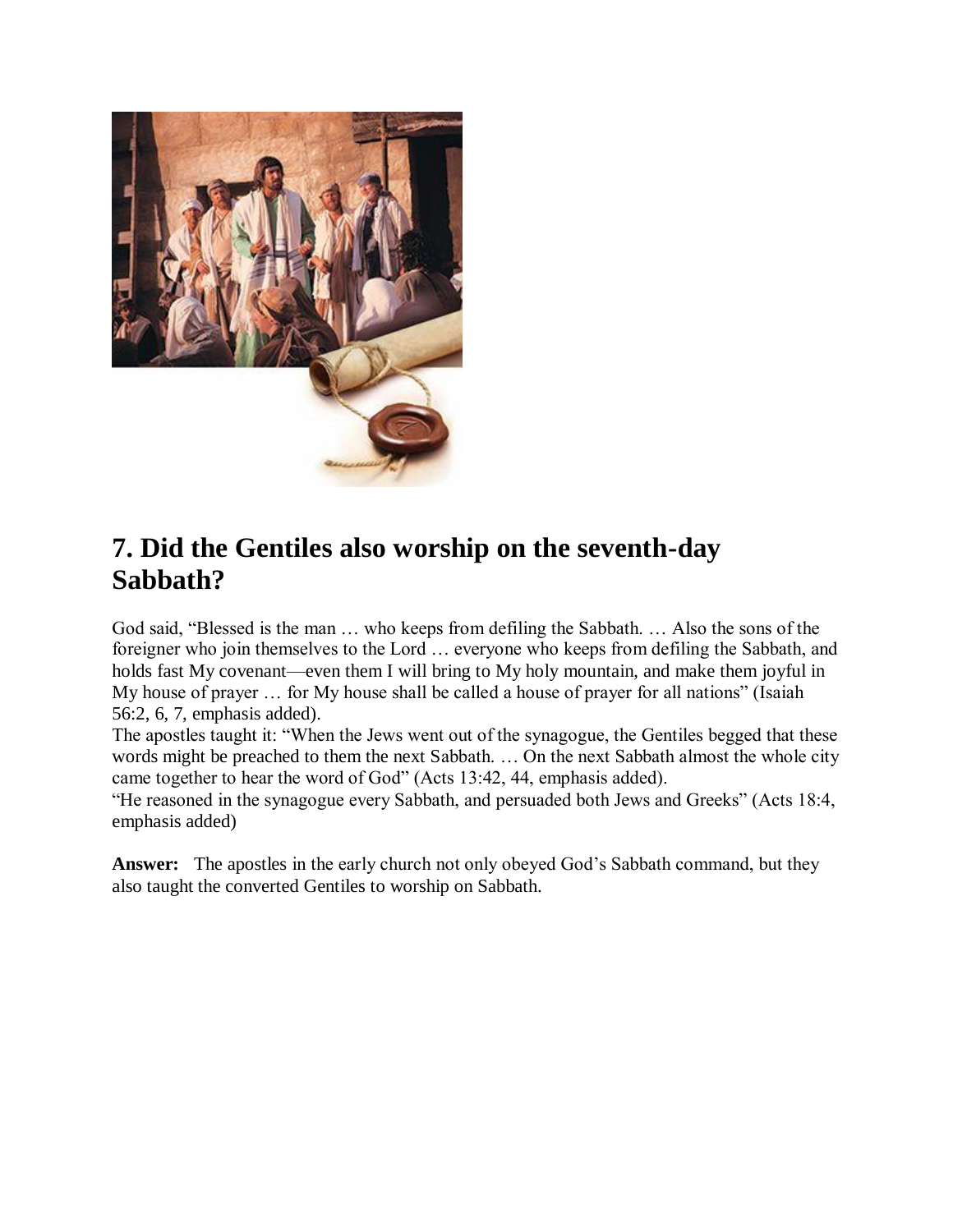## 7. Did the Gentiles also worship on the seventh-day Sabbath?

God said, "Blessed is the man … who keeps from defiling the Sabbath. … Also the sons of the foreigner who join themselves to the Lord … everyone who keeps from defiling the Sabbath, and holds fast My covenant—even them I will bring to My holy mountain, and make them joyful in My house of prayer … for My house shall be called a house of prayer for all nations" (Isaiah 56:2, 6, 7, emphasis added).

The apostles taught it: "When the Jews went out of the synagogue, the Gentiles begged that these words might be preached to them the next Sabbath. … On the next Sabbath almost the whole city came together to hear the word of God" (Acts 13:42, 44, emphasis added).

"He reasoned in the synagogue every Sabbath, and persuaded both Jews and Greeks" (Acts 18:4, emphasis added)

**Answer:** The apostles in the early church not only obeyed God's Sabbath command, but they also taught the converted Gentiles to worship on Sabbath.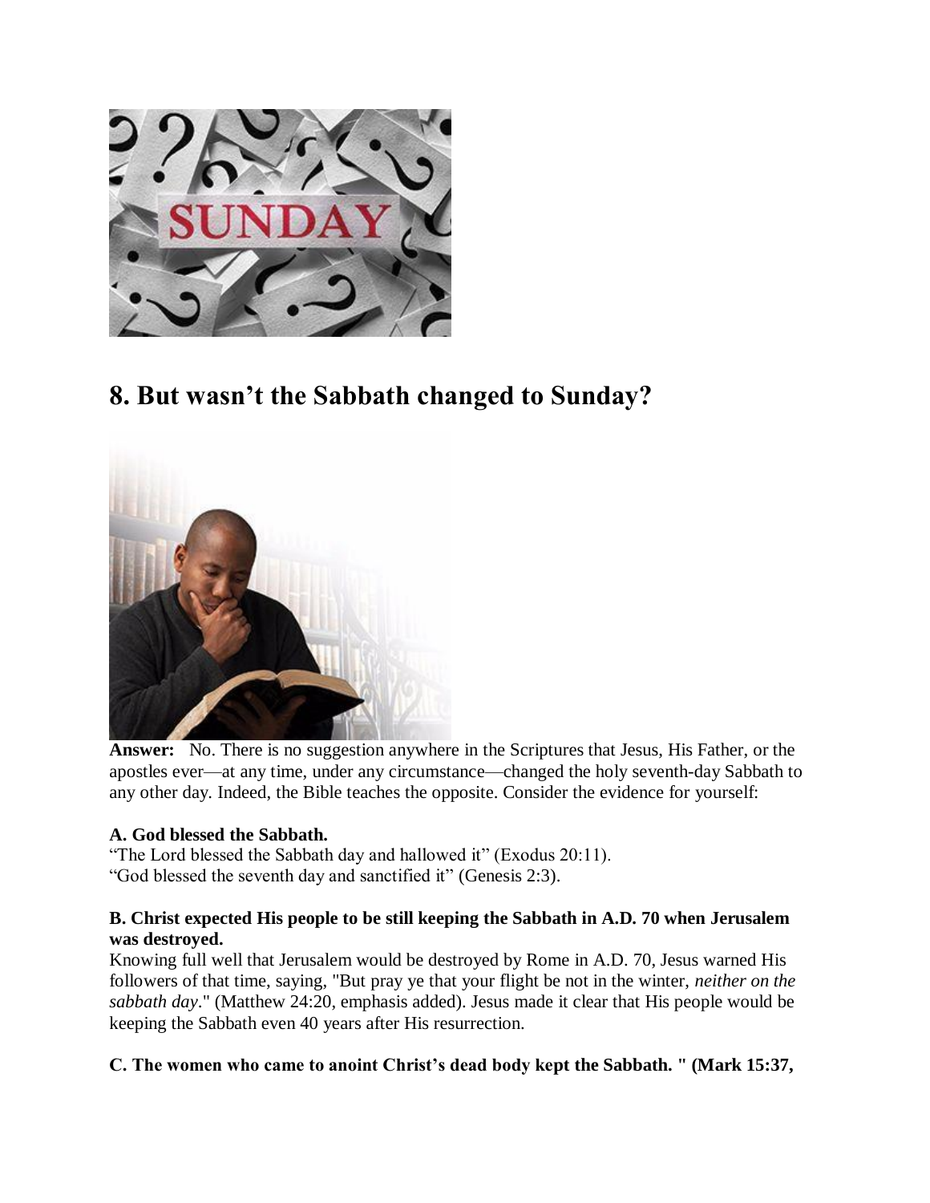## 8. But wasn’t the Sabbath changed to Sunday?

**Answer:** No. There is no suggestion anywhere in the Scriptures that Jesus, His Father, or the apostles ever—at any time, under any circumstance—changed the holy seventh-day Sabbath to any other day. Indeed, the Bible teaches the opposite. Consider the evidence for yourself:

**A. God blessed the Sabbath.**

“The Lord blessed the Sabbath day and hallowed it” (Exodus 20:11).
“God blessed the seventh day and sanctified it” (Genesis 2:3).

**B. Christ expected His people to be still keeping the Sabbath in A.D. 70 when Jerusalem was destroyed.**

Knowing full well that Jerusalem would be destroyed by Rome in A.D. 70, Jesus warned His followers of that time, saying, "But pray ye that your flight be not in the winter, *neither on the sabbath day*." (Matthew 24:20, emphasis added). Jesus made it clear that His people would be keeping the Sabbath even 40 years after His resurrection.

**C. The women who came to anoint Christ’s dead body kept the Sabbath. " (Mark 15:37,**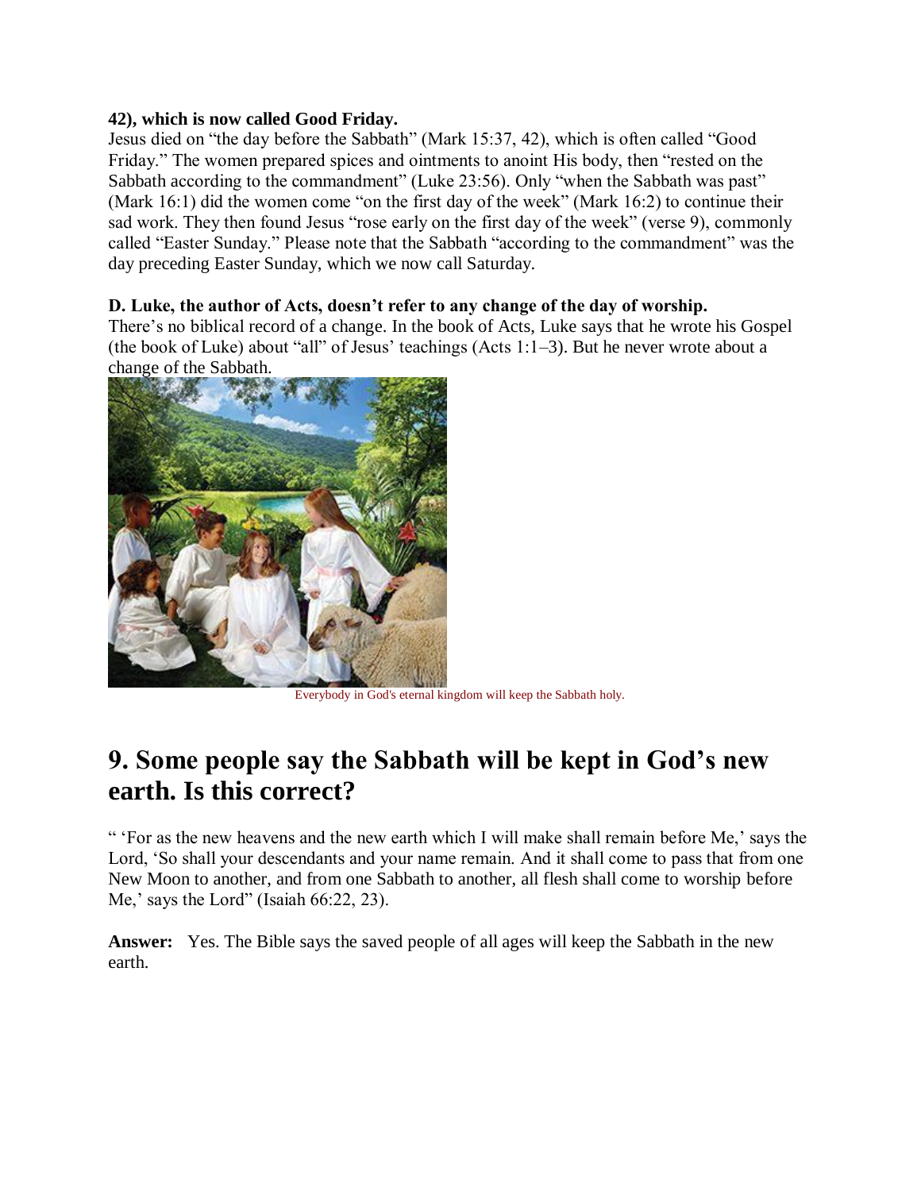**42), which is now called Good Friday.**

Jesus died on "the day before the Sabbath" (Mark 15:37, 42), which is often called "Good Friday." The women prepared spices and ointments to anoint His body, then "rested on the Sabbath according to the commandment" (Luke 23:56). Only "when the Sabbath was past" (Mark 16:1) did the women come "on the first day of the week" (Mark 16:2) to continue their sad work. They then found Jesus "rose early on the first day of the week" (verse 9), commonly called "Easter Sunday." Please note that the Sabbath "according to the commandment" was the day preceding Easter Sunday, which we now call Saturday.

**D. Luke, the author of Acts, doesn't refer to any change of the day of worship.**

There's no biblical record of a change. In the book of Acts, Luke says that he wrote his Gospel (the book of Luke) about "all" of Jesus' teachings (Acts 1:1–3). But he never wrote about a change of the Sabbath.

Everybody in God's eternal kingdom will keep the Sabbath holy.

## 9. Some people say the Sabbath will be kept in God's new earth. Is this correct?

" 'For as the new heavens and the new earth which I will make shall remain before Me,' says the Lord, 'So shall your descendants and your name remain. And it shall come to pass that from one New Moon to another, and from one Sabbath to another, all flesh shall come to worship before Me,' says the Lord" (Isaiah 66:22, 23).

**Answer:** Yes. The Bible says the saved people of all ages will keep the Sabbath in the new earth.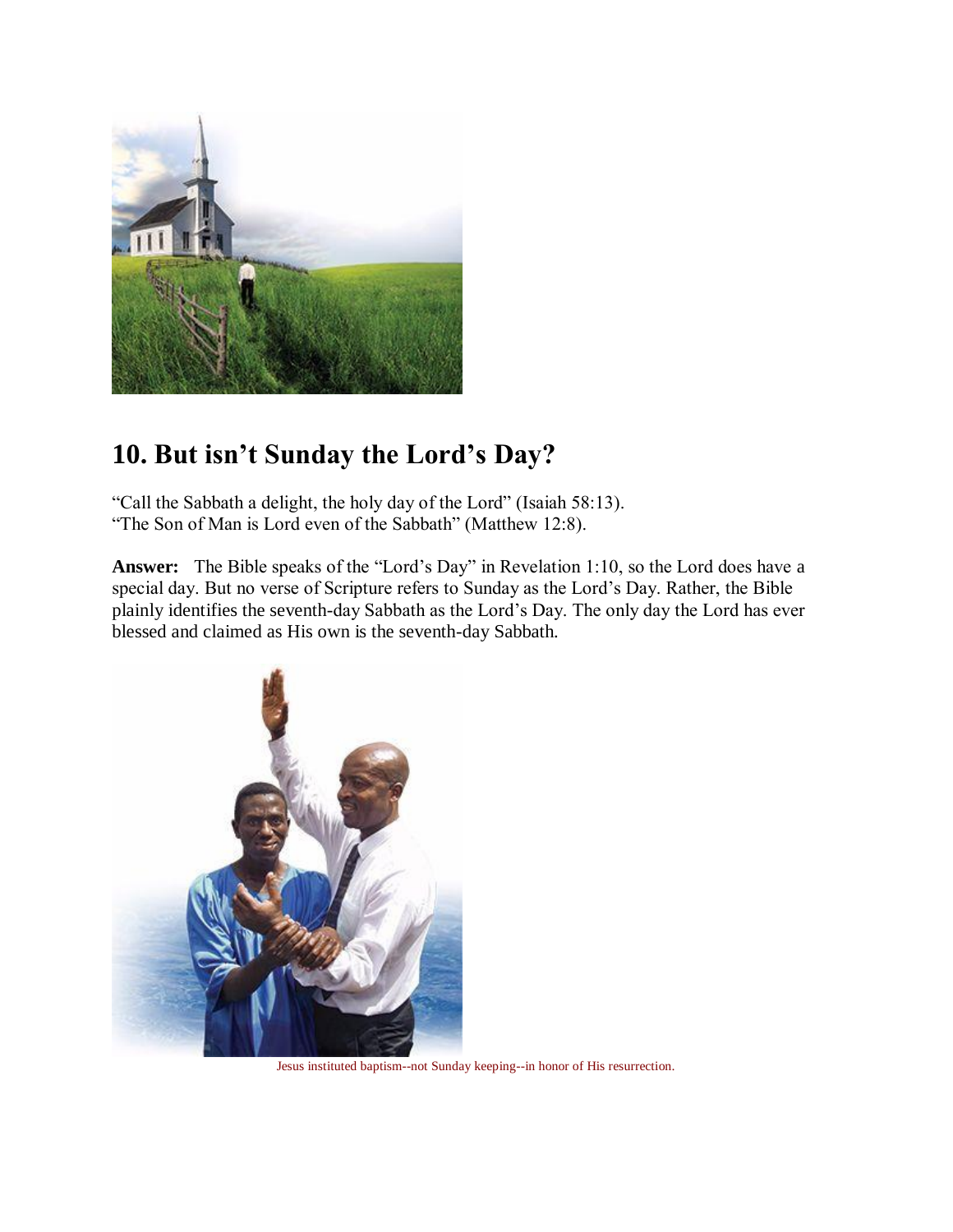## 10. But isn't Sunday the Lord's Day?

"Call the Sabbath a delight, the holy day of the Lord" (Isaiah 58:13).
"The Son of Man is Lord even of the Sabbath" (Matthew 12:8).

**Answer:** The Bible speaks of the "Lord's Day" in Revelation 1:10, so the Lord does have a special day. But no verse of Scripture refers to Sunday as the Lord's Day. Rather, the Bible plainly identifies the seventh-day Sabbath as the Lord's Day. The only day the Lord has ever blessed and claimed as His own is the seventh-day Sabbath.

Jesus instituted baptism--not Sunday keeping--in honor of His resurrection.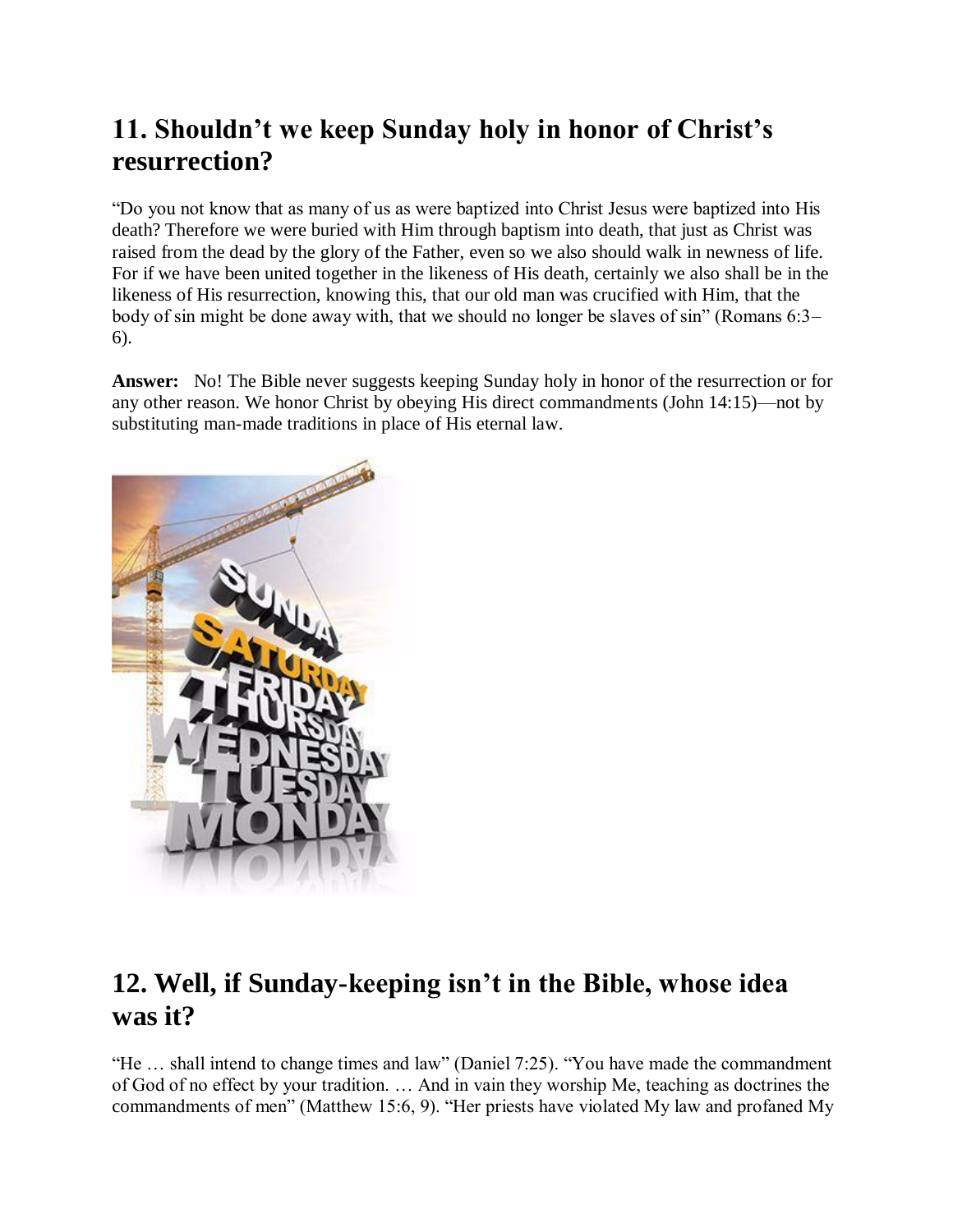## 11. Shouldn't we keep Sunday holy in honor of Christ's resurrection?

"Do you not know that as many of us as were baptized into Christ Jesus were baptized into His death? Therefore we were buried with Him through baptism into death, that just as Christ was raised from the dead by the glory of the Father, even so we also should walk in newness of life. For if we have been united together in the likeness of His death, certainly we also shall be in the likeness of His resurrection, knowing this, that our old man was crucified with Him, that the body of sin might be done away with, that we should no longer be slaves of sin" (Romans 6:3–6).

**Answer:** No! The Bible never suggests keeping Sunday holy in honor of the resurrection or for any other reason. We honor Christ by obeying His direct commandments (John 14:15)—not by substituting man-made traditions in place of His eternal law.

## 12. Well, if Sunday-keeping isn't in the Bible, whose idea was it?

"He … shall intend to change times and law" (Daniel 7:25). "You have made the commandment of God of no effect by your tradition. … And in vain they worship Me, teaching as doctrines the commandments of men" (Matthew 15:6, 9). "Her priests have violated My law and profaned My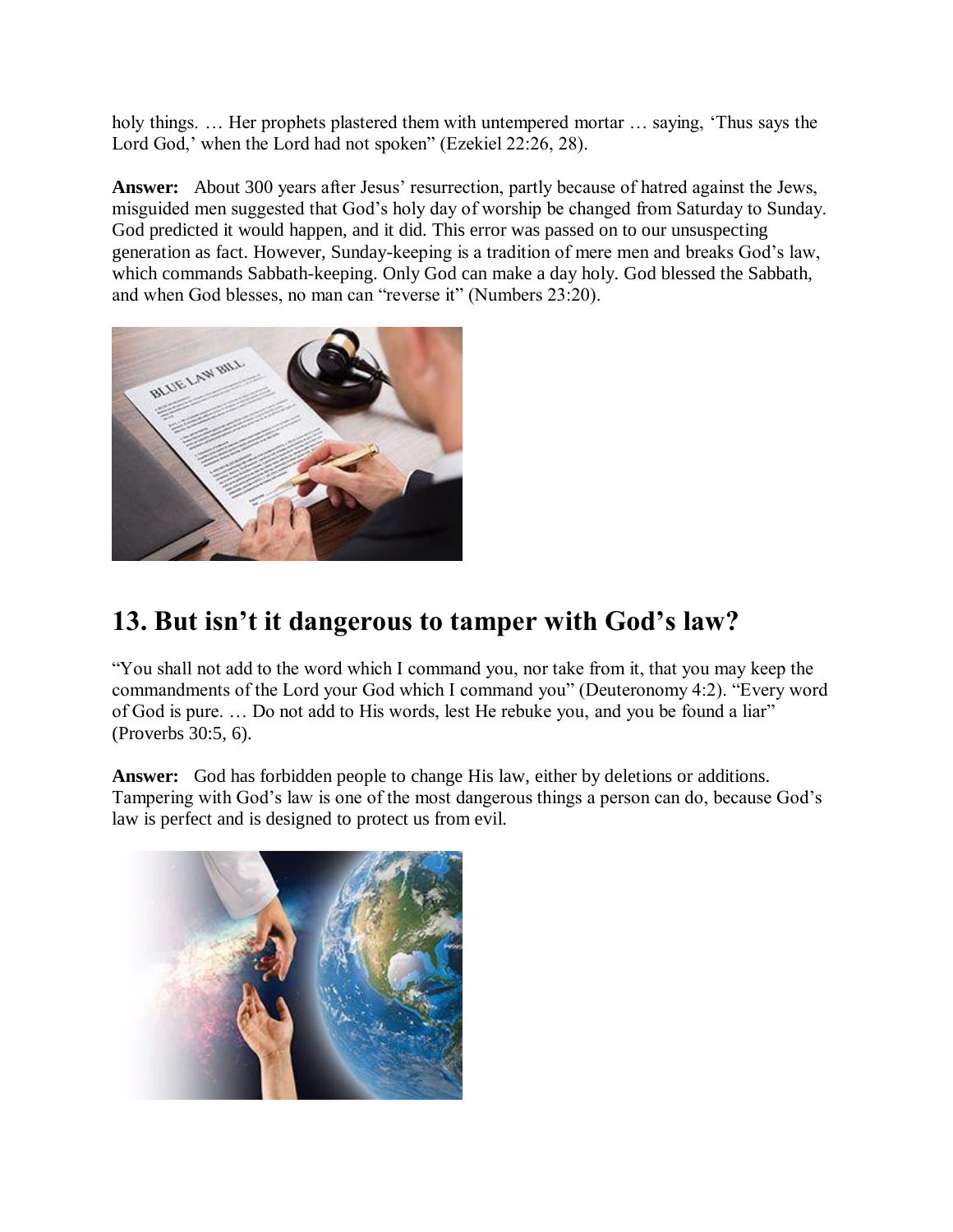holy things. … Her prophets plastered them with untempered mortar … saying, 'Thus says the Lord God,' when the Lord had not spoken" (Ezekiel 22:26, 28).

**Answer:** About 300 years after Jesus' resurrection, partly because of hatred against the Jews, misguided men suggested that God's holy day of worship be changed from Saturday to Sunday. God predicted it would happen, and it did. This error was passed on to our unsuspecting generation as fact. However, Sunday-keeping is a tradition of mere men and breaks God's law, which commands Sabbath-keeping. Only God can make a day holy. God blessed the Sabbath, and when God blesses, no man can "reverse it" (Numbers 23:20).

## 13. But isn't it dangerous to tamper with God's law?

"You shall not add to the word which I command you, nor take from it, that you may keep the commandments of the Lord your God which I command you" (Deuteronomy 4:2). "Every word of God is pure. … Do not add to His words, lest He rebuke you, and you be found a liar" (Proverbs 30:5, 6).

**Answer:** God has forbidden people to change His law, either by deletions or additions. Tampering with God's law is one of the most dangerous things a person can do, because God's law is perfect and is designed to protect us from evil.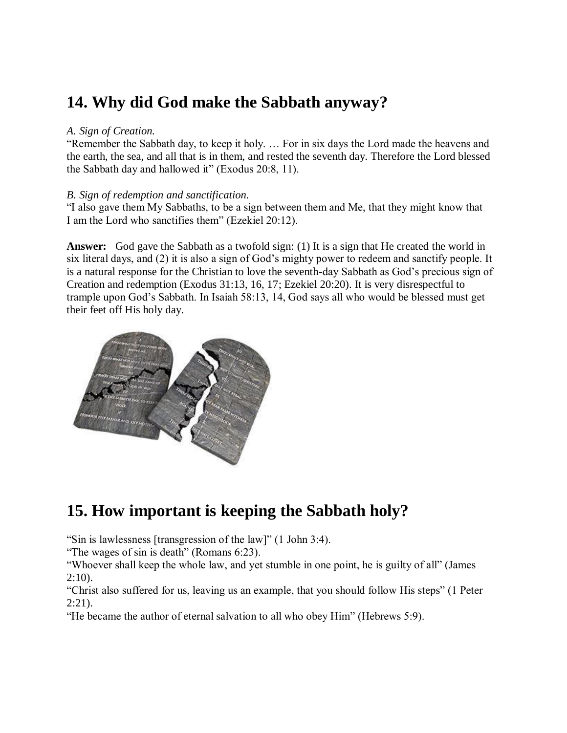## 14. Why did God make the Sabbath anyway?

*A. Sign of Creation.*
"Remember the Sabbath day, to keep it holy. … For in six days the Lord made the heavens and the earth, the sea, and all that is in them, and rested the seventh day. Therefore the Lord blessed the Sabbath day and hallowed it" (Exodus 20:8, 11).

*B. Sign of redemption and sanctification.*
"I also gave them My Sabbaths, to be a sign between them and Me, that they might know that I am the Lord who sanctifies them" (Ezekiel 20:12).

**Answer:** God gave the Sabbath as a twofold sign: (1) It is a sign that He created the world in six literal days, and (2) it is also a sign of God's mighty power to redeem and sanctify people. It is a natural response for the Christian to love the seventh-day Sabbath as God's precious sign of Creation and redemption (Exodus 31:13, 16, 17; Ezekiel 20:20). It is very disrespectful to trample upon God's Sabbath. In Isaiah 58:13, 14, God says all who would be blessed must get their feet off His holy day.

## 15. How important is keeping the Sabbath holy?

"Sin is lawlessness [transgression of the law]" (1 John 3:4).
"The wages of sin is death" (Romans 6:23).
"Whoever shall keep the whole law, and yet stumble in one point, he is guilty of all" (James 2:10).
"Christ also suffered for us, leaving us an example, that you should follow His steps" (1 Peter 2:21).
"He became the author of eternal salvation to all who obey Him" (Hebrews 5:9).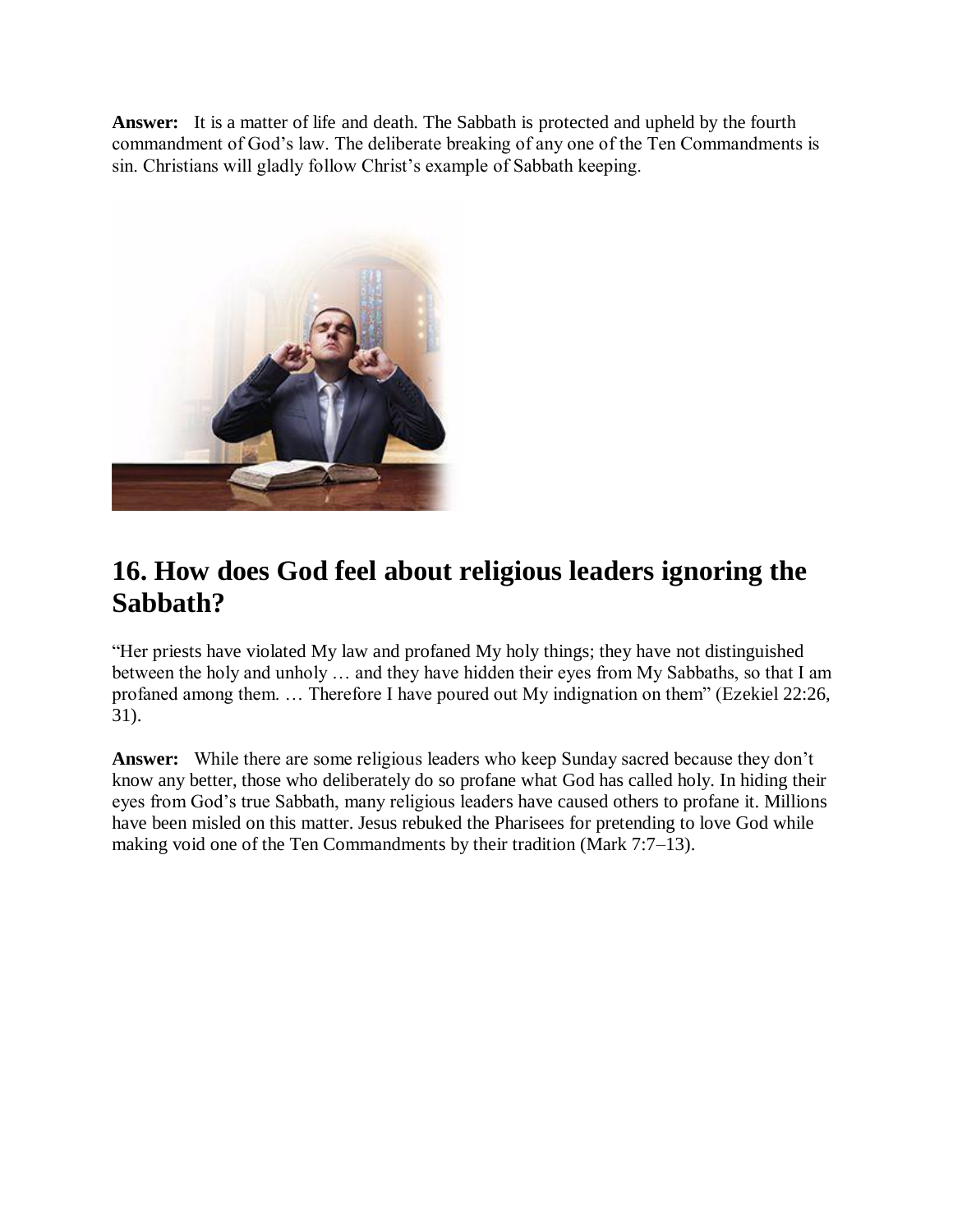**Answer:** It is a matter of life and death. The Sabbath is protected and upheld by the fourth commandment of God's law. The deliberate breaking of any one of the Ten Commandments is sin. Christians will gladly follow Christ's example of Sabbath keeping.

## 16. How does God feel about religious leaders ignoring the Sabbath?

"Her priests have violated My law and profaned My holy things; they have not distinguished between the holy and unholy … and they have hidden their eyes from My Sabbaths, so that I am profaned among them. … Therefore I have poured out My indignation on them" (Ezekiel 22:26, 31).

**Answer:** While there are some religious leaders who keep Sunday sacred because they don't know any better, those who deliberately do so profane what God has called holy. In hiding their eyes from God's true Sabbath, many religious leaders have caused others to profane it. Millions have been misled on this matter. Jesus rebuked the Pharisees for pretending to love God while making void one of the Ten Commandments by their tradition (Mark 7:7–13).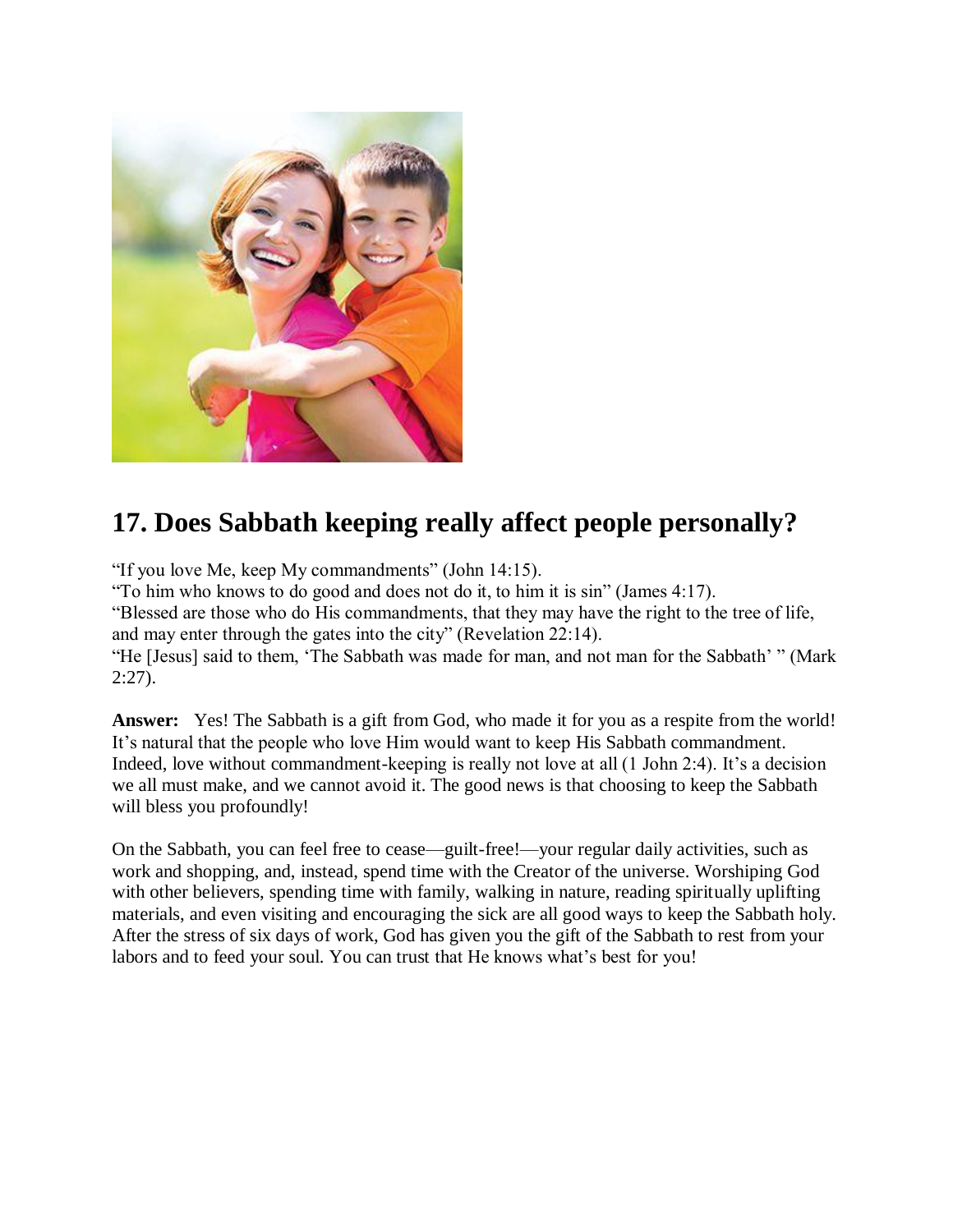## 17. Does Sabbath keeping really affect people personally?

"If you love Me, keep My commandments" (John 14:15).
"To him who knows to do good and does not do it, to him it is sin" (James 4:17).
"Blessed are those who do His commandments, that they may have the right to the tree of life, and may enter through the gates into the city" (Revelation 22:14).
"He [Jesus] said to them, 'The Sabbath was made for man, and not man for the Sabbath' " (Mark 2:27).

**Answer:** Yes! The Sabbath is a gift from God, who made it for you as a respite from the world! It's natural that the people who love Him would want to keep His Sabbath commandment. Indeed, love without commandment-keeping is really not love at all (1 John 2:4). It's a decision we all must make, and we cannot avoid it. The good news is that choosing to keep the Sabbath will bless you profoundly!

On the Sabbath, you can feel free to cease—guilt-free!—your regular daily activities, such as work and shopping, and, instead, spend time with the Creator of the universe. Worshiping God with other believers, spending time with family, walking in nature, reading spiritually uplifting materials, and even visiting and encouraging the sick are all good ways to keep the Sabbath holy. After the stress of six days of work, God has given you the gift of the Sabbath to rest from your labors and to feed your soul. You can trust that He knows what's best for you!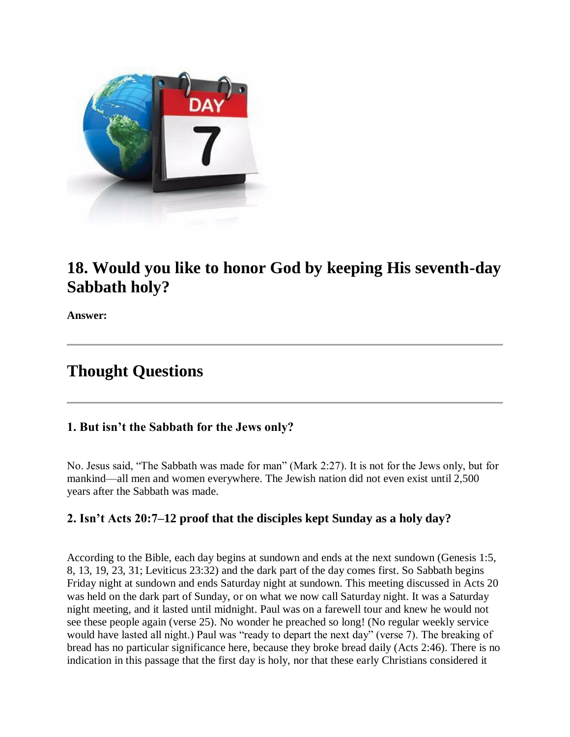## 18. Would you like to honor God by keeping His seventh-day Sabbath holy?

**Answer:**

---

## Thought Questions

---

### 1. But isn't the Sabbath for the Jews only?

No. Jesus said, "The Sabbath was made for man" (Mark 2:27). It is not for the Jews only, but for mankind—all men and women everywhere. The Jewish nation did not even exist until 2,500 years after the Sabbath was made.

### 2. Isn't Acts 20:7–12 proof that the disciples kept Sunday as a holy day?

According to the Bible, each day begins at sundown and ends at the next sundown (Genesis 1:5, 8, 13, 19, 23, 31; Leviticus 23:32) and the dark part of the day comes first. So Sabbath begins Friday night at sundown and ends Saturday night at sundown. This meeting discussed in Acts 20 was held on the dark part of Sunday, or on what we now call Saturday night. It was a Saturday night meeting, and it lasted until midnight. Paul was on a farewell tour and knew he would not see these people again (verse 25). No wonder he preached so long! (No regular weekly service would have lasted all night.) Paul was "ready to depart the next day" (verse 7). The breaking of bread has no particular significance here, because they broke bread daily (Acts 2:46). There is no indication in this passage that the first day is holy, nor that these early Christians considered it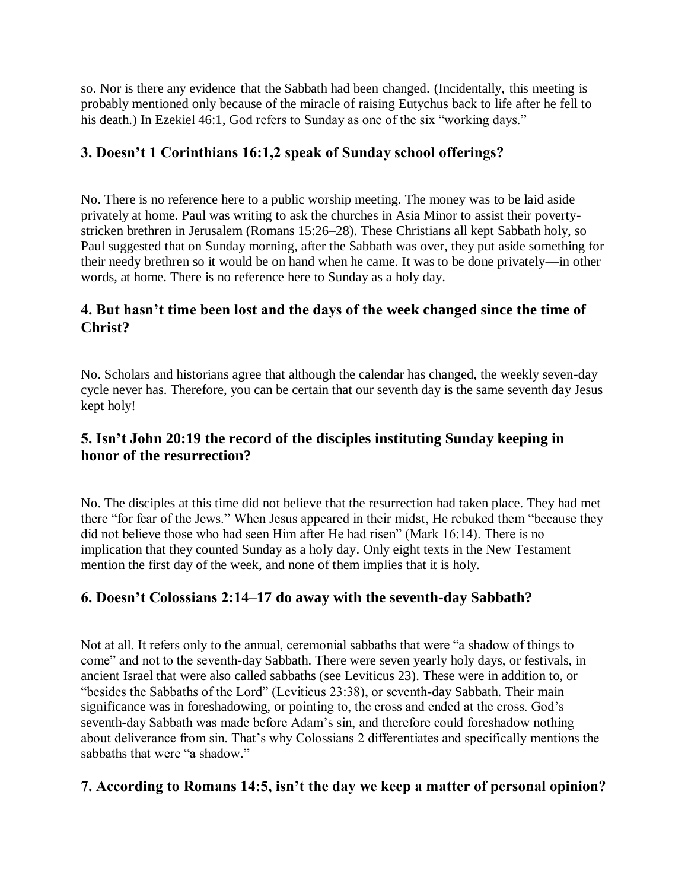so. Nor is there any evidence that the Sabbath had been changed. (Incidentally, this meeting is probably mentioned only because of the miracle of raising Eutychus back to life after he fell to his death.) In Ezekiel 46:1, God refers to Sunday as one of the six "working days."

### 3. Doesn't 1 Corinthians 16:1,2 speak of Sunday school offerings?

No. There is no reference here to a public worship meeting. The money was to be laid aside privately at home. Paul was writing to ask the churches in Asia Minor to assist their poverty-stricken brethren in Jerusalem (Romans 15:26–28). These Christians all kept Sabbath holy, so Paul suggested that on Sunday morning, after the Sabbath was over, they put aside something for their needy brethren so it would be on hand when he came. It was to be done privately—in other words, at home. There is no reference here to Sunday as a holy day.

### 4. But hasn't time been lost and the days of the week changed since the time of Christ?

No. Scholars and historians agree that although the calendar has changed, the weekly seven-day cycle never has. Therefore, you can be certain that our seventh day is the same seventh day Jesus kept holy!

### 5. Isn't John 20:19 the record of the disciples instituting Sunday keeping in honor of the resurrection?

No. The disciples at this time did not believe that the resurrection had taken place. They had met there "for fear of the Jews." When Jesus appeared in their midst, He rebuked them "because they did not believe those who had seen Him after He had risen" (Mark 16:14). There is no implication that they counted Sunday as a holy day. Only eight texts in the New Testament mention the first day of the week, and none of them implies that it is holy.

### 6. Doesn't Colossians 2:14–17 do away with the seventh-day Sabbath?

Not at all. It refers only to the annual, ceremonial sabbaths that were "a shadow of things to come" and not to the seventh-day Sabbath. There were seven yearly holy days, or festivals, in ancient Israel that were also called sabbaths (see Leviticus 23). These were in addition to, or "besides the Sabbaths of the Lord" (Leviticus 23:38), or seventh-day Sabbath. Their main significance was in foreshadowing, or pointing to, the cross and ended at the cross. God's seventh-day Sabbath was made before Adam's sin, and therefore could foreshadow nothing about deliverance from sin. That's why Colossians 2 differentiates and specifically mentions the sabbaths that were "a shadow."

### 7. According to Romans 14:5, isn't the day we keep a matter of personal opinion?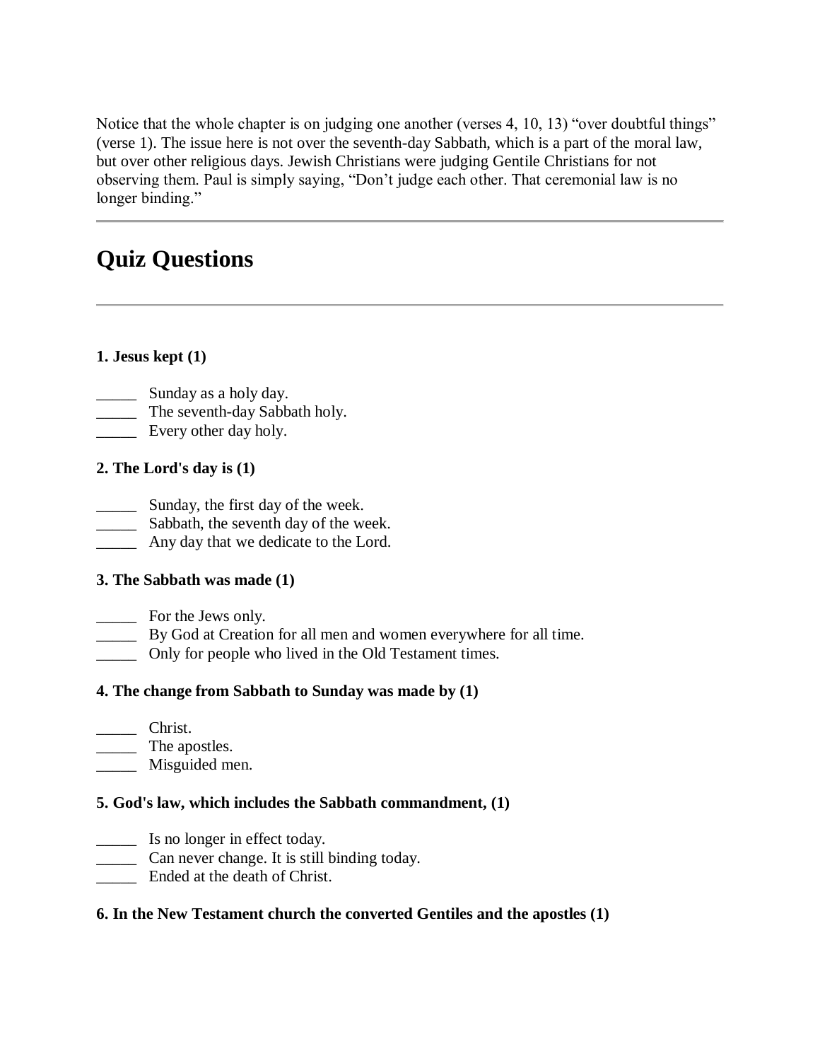Notice that the whole chapter is on judging one another (verses 4, 10, 13) “over doubtful things” (verse 1). The issue here is not over the seventh-day Sabbath, which is a part of the moral law, but over other religious days. Jewish Christians were judging Gentile Christians for not observing them. Paul is simply saying, “Don’t judge each other. That ceremonial law is no longer binding.”

---

## Quiz Questions

---

**1. Jesus kept (1)**

_____ Sunday as a holy day.
_____ The seventh-day Sabbath holy.
_____ Every other day holy.

**2. The Lord's day is (1)**

_____ Sunday, the first day of the week.
_____ Sabbath, the seventh day of the week.
_____ Any day that we dedicate to the Lord.

**3. The Sabbath was made (1)**

_____ For the Jews only.
_____ By God at Creation for all men and women everywhere for all time.
_____ Only for people who lived in the Old Testament times.

**4. The change from Sabbath to Sunday was made by (1)**

_____ Christ.
_____ The apostles.
_____ Misguided men.

**5. God's law, which includes the Sabbath commandment, (1)**

_____ Is no longer in effect today.
_____ Can never change. It is still binding today.
_____ Ended at the death of Christ.

**6. In the New Testament church the converted Gentiles and the apostles (1)**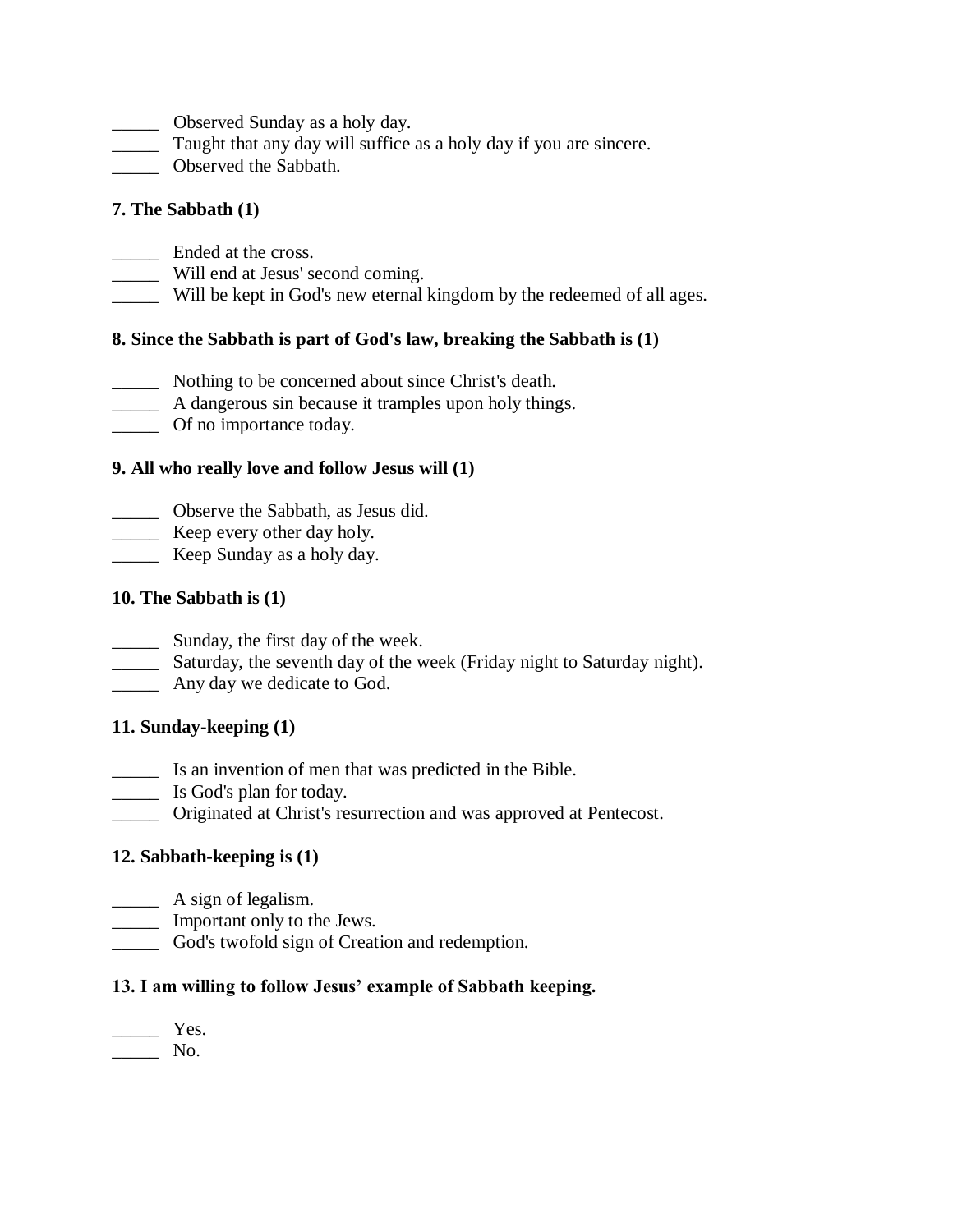_____ Observed Sunday as a holy day.
_____ Taught that any day will suffice as a holy day if you are sincere.
_____ Observed the Sabbath.

**7. The Sabbath (1)**

_____ Ended at the cross.
_____ Will end at Jesus' second coming.
_____ Will be kept in God's new eternal kingdom by the redeemed of all ages.

**8. Since the Sabbath is part of God's law, breaking the Sabbath is (1)**

_____ Nothing to be concerned about since Christ's death.
_____ A dangerous sin because it tramples upon holy things.
_____ Of no importance today.

**9. All who really love and follow Jesus will (1)**

_____ Observe the Sabbath, as Jesus did.
_____ Keep every other day holy.
_____ Keep Sunday as a holy day.

**10. The Sabbath is (1)**

_____ Sunday, the first day of the week.
_____ Saturday, the seventh day of the week (Friday night to Saturday night).
_____ Any day we dedicate to God.

**11. Sunday-keeping (1)**

_____ Is an invention of men that was predicted in the Bible.
_____ Is God's plan for today.
_____ Originated at Christ's resurrection and was approved at Pentecost.

**12. Sabbath-keeping is (1)**

_____ A sign of legalism.
_____ Important only to the Jews.
_____ God's twofold sign of Creation and redemption.

**13. I am willing to follow Jesus' example of Sabbath keeping.**

_____ Yes.
_____ No.